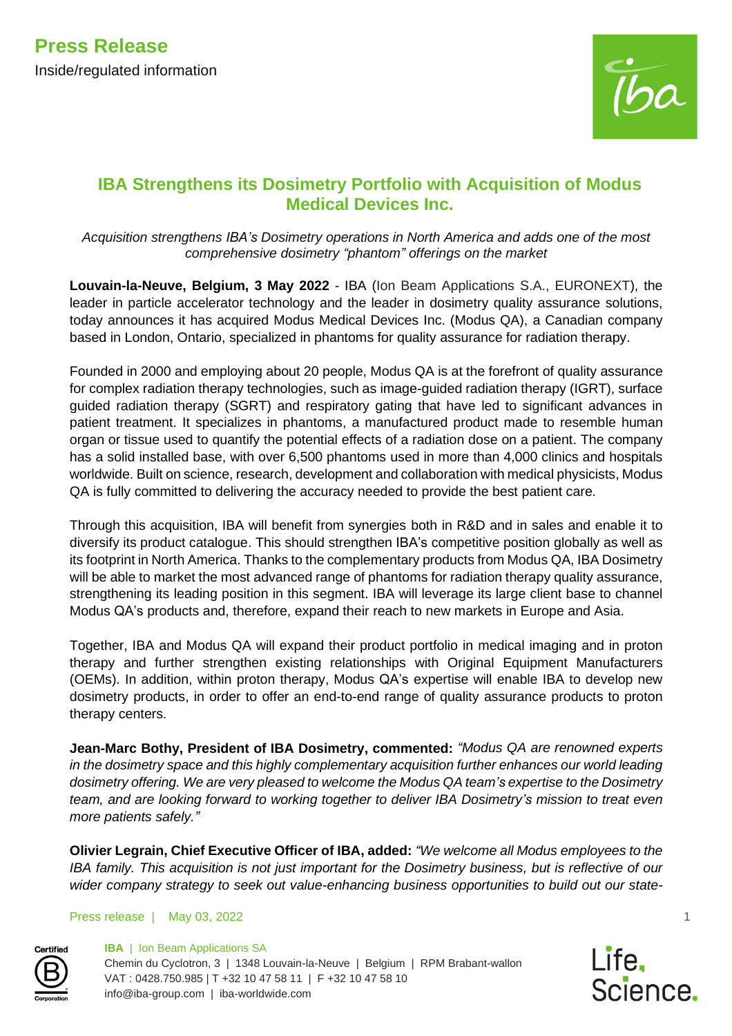**Press Release**

Inside/regulated information

# IBA Strengthens its Dosimetry Portfolio with Acquisition of Modus Medical Devices Inc.

*Acquisition strengthens IBA's Dosimetry operations in North America and adds one of the most comprehensive dosimetry "phantom" offerings on the market*

**Louvain-la-Neuve, Belgium, 3 May 2022** - IBA (Ion Beam Applications S.A., EURONEXT), the leader in particle accelerator technology and the leader in dosimetry quality assurance solutions, today announces it has acquired Modus Medical Devices Inc. (Modus QA), a Canadian company based in London, Ontario, specialized in phantoms for quality assurance for radiation therapy.

Founded in 2000 and employing about 20 people, Modus QA is at the forefront of quality assurance for complex radiation therapy technologies, such as image-guided radiation therapy (IGRT), surface guided radiation therapy (SGRT) and respiratory gating that have led to significant advances in patient treatment. It specializes in phantoms, a manufactured product made to resemble human organ or tissue used to quantify the potential effects of a radiation dose on a patient. The company has a solid installed base, with over 6,500 phantoms used in more than 4,000 clinics and hospitals worldwide. Built on science, research, development and collaboration with medical physicists, Modus QA is fully committed to delivering the accuracy needed to provide the best patient care.

Through this acquisition, IBA will benefit from synergies both in R&D and in sales and enable it to diversify its product catalogue. This should strengthen IBA's competitive position globally as well as its footprint in North America. Thanks to the complementary products from Modus QA, IBA Dosimetry will be able to market the most advanced range of phantoms for radiation therapy quality assurance, strengthening its leading position in this segment. IBA will leverage its large client base to channel Modus QA's products and, therefore, expand their reach to new markets in Europe and Asia.

Together, IBA and Modus QA will expand their product portfolio in medical imaging and in proton therapy and further strengthen existing relationships with Original Equipment Manufacturers (OEMs). In addition, within proton therapy, Modus QA's expertise will enable IBA to develop new dosimetry products, in order to offer an end-to-end range of quality assurance products to proton therapy centers.

**Jean-Marc Bothy, President of IBA Dosimetry, commented:** *"Modus QA are renowned experts in the dosimetry space and this highly complementary acquisition further enhances our world leading dosimetry offering. We are very pleased to welcome the Modus QA team's expertise to the Dosimetry team, and are looking forward to working together to deliver IBA Dosimetry's mission to treat even more patients safely."*

**Olivier Legrain, Chief Executive Officer of IBA, added:** *"We welcome all Modus employees to the IBA family. This acquisition is not just important for the Dosimetry business, but is reflective of our wider company strategy to seek out value-enhancing business opportunities to build out our state-*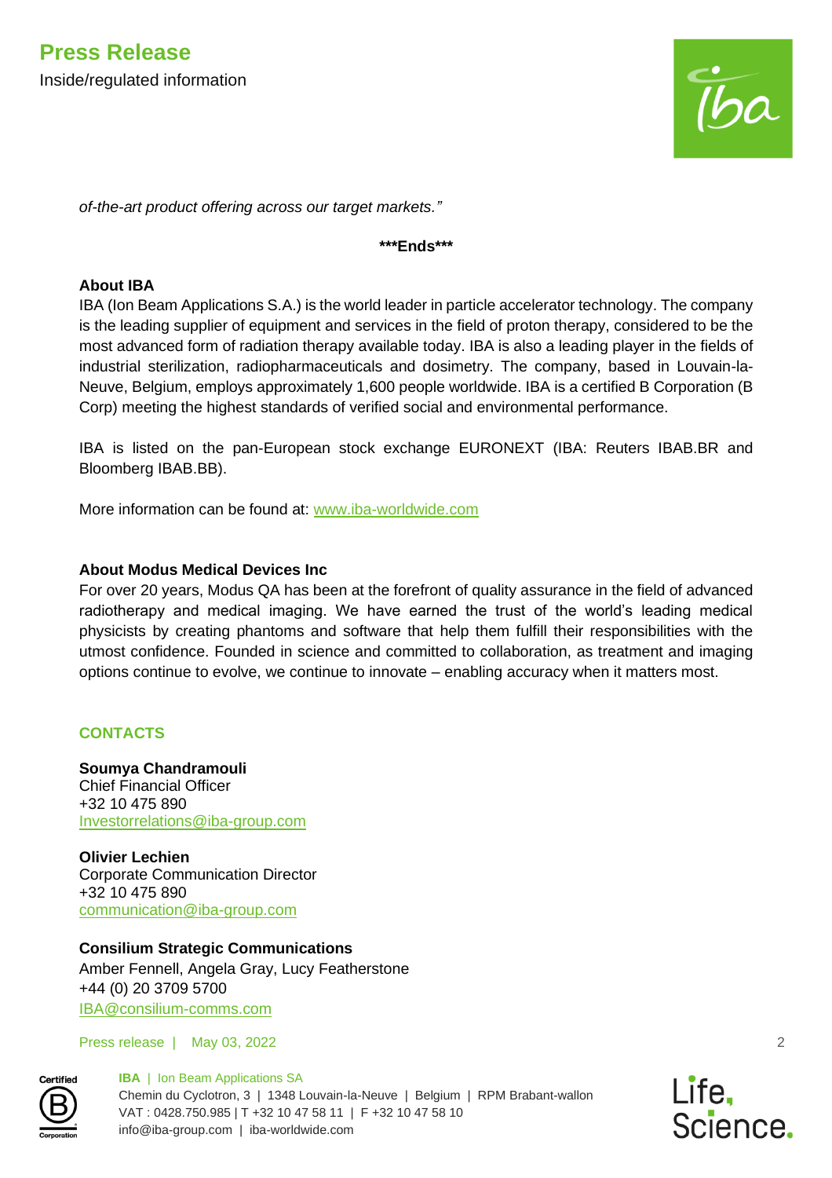*of-the-art product offering across our target markets."*

**\*\*\*Ends\*\*\***

**About IBA**

IBA (Ion Beam Applications S.A.) is the world leader in particle accelerator technology. The company is the leading supplier of equipment and services in the field of proton therapy, considered to be the most advanced form of radiation therapy available today. IBA is also a leading player in the fields of industrial sterilization, radiopharmaceuticals and dosimetry. The company, based in Louvain-la-Neuve, Belgium, employs approximately 1,600 people worldwide. IBA is a certified B Corporation (B Corp) meeting the highest standards of verified social and environmental performance.

IBA is listed on the pan-European stock exchange EURONEXT (IBA: Reuters IBAB.BR and Bloomberg IBAB.BB).

More information can be found at: [www.iba-worldwide.com](http://www.iba-worldwide.com)

**About Modus Medical Devices Inc**

For over 20 years, Modus QA has been at the forefront of quality assurance in the field of advanced radiotherapy and medical imaging. We have earned the trust of the world's leading medical physicists by creating phantoms and software that help them fulfill their responsibilities with the utmost confidence. Founded in science and committed to collaboration, as treatment and imaging options continue to evolve, we continue to innovate – enabling accuracy when it matters most.

## CONTACTS

**Soumya Chandramouli**
Chief Financial Officer
+32 10 475 890
[Investorrelations@iba-group.com](mailto:Investorrelations@iba-group.com)

**Olivier Lechien**
Corporate Communication Director
+32 10 475 890
[communication@iba-group.com](mailto:communication@iba-group.com)

**Consilium Strategic Communications**
Amber Fennell, Angela Gray, Lucy Featherstone
+44 (0) 20 3709 5700
[IBA@consilium-comms.com](mailto:IBA@consilium-comms.com)